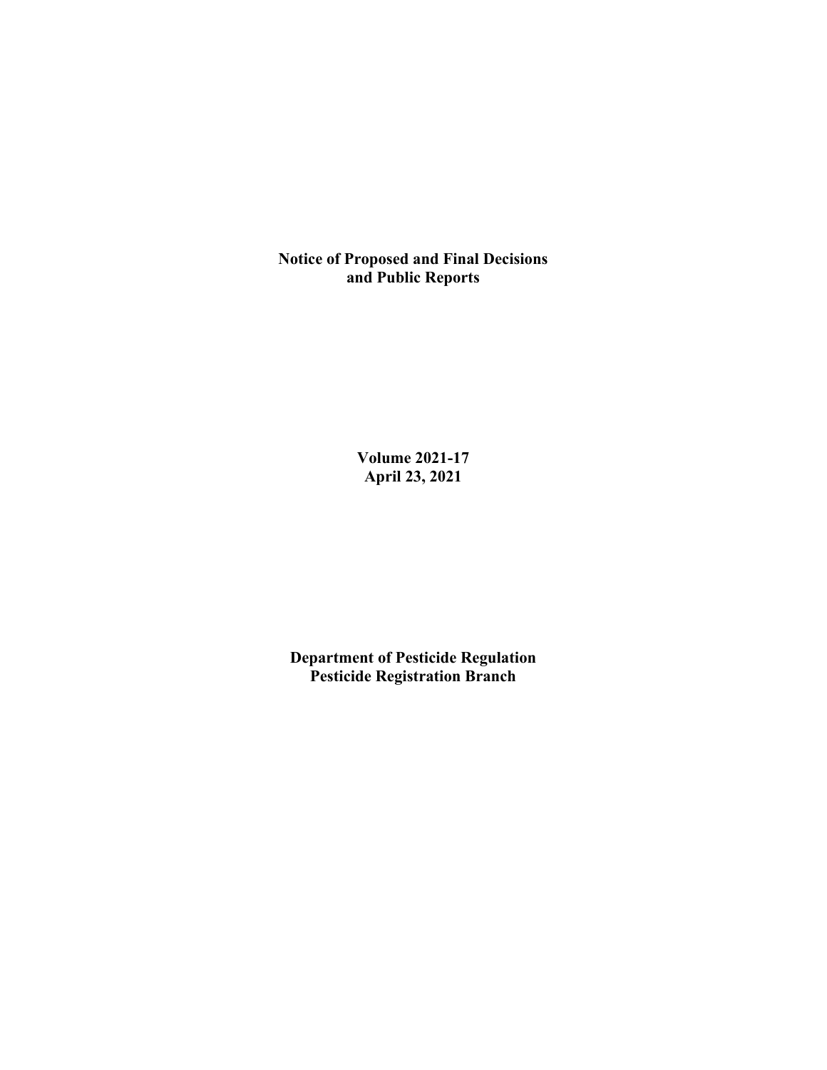# Notice of Proposed and Final Decisions and Public Reports

**Volume 2021-17**
**April 23, 2021**

**Department of Pesticide Regulation**
**Pesticide Registration Branch**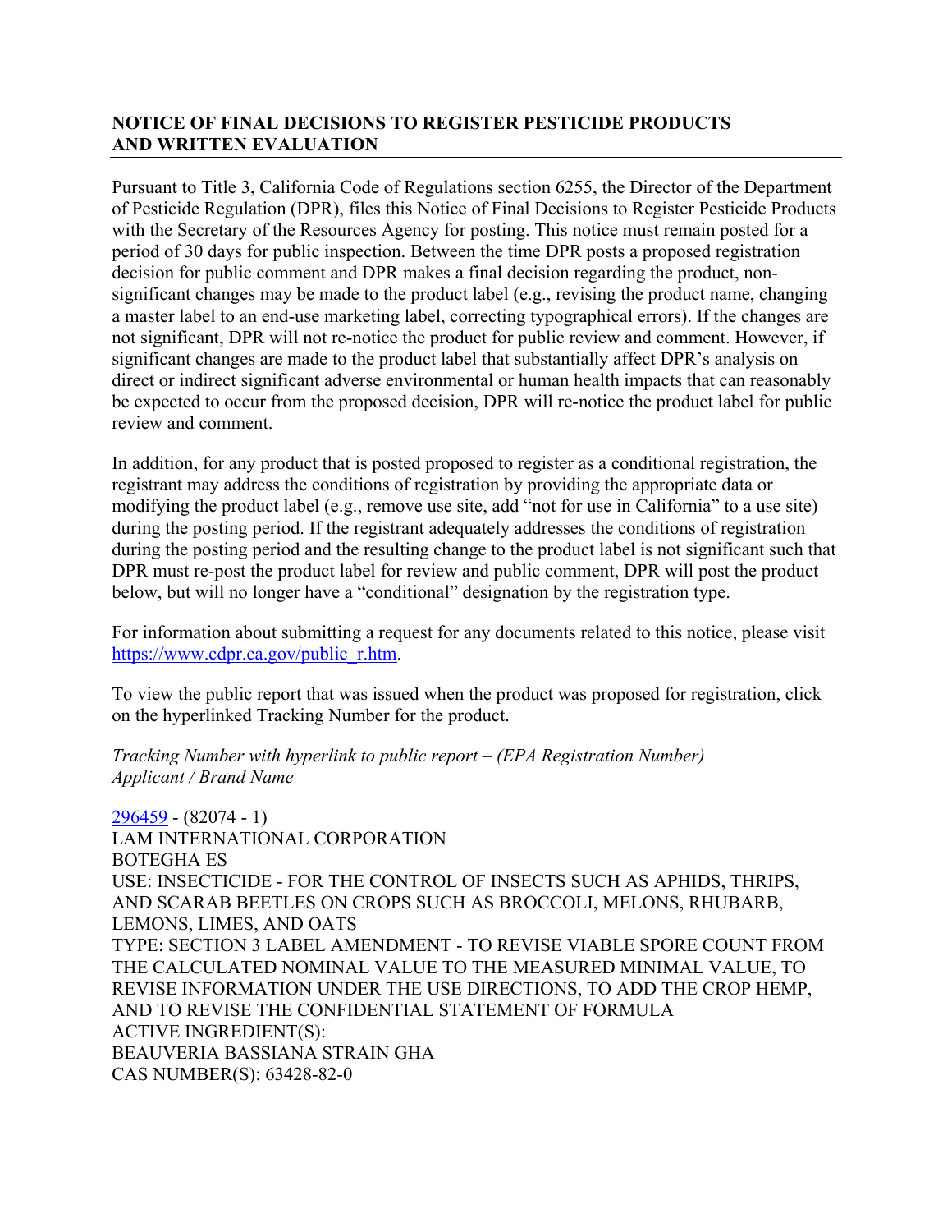## NOTICE OF FINAL DECISIONS TO REGISTER PESTICIDE PRODUCTS AND WRITTEN EVALUATION

Pursuant to Title 3, California Code of Regulations section 6255, the Director of the Department of Pesticide Regulation (DPR), files this Notice of Final Decisions to Register Pesticide Products with the Secretary of the Resources Agency for posting. This notice must remain posted for a period of 30 days for public inspection. Between the time DPR posts a proposed registration decision for public comment and DPR makes a final decision regarding the product, non-significant changes may be made to the product label (e.g., revising the product name, changing a master label to an end-use marketing label, correcting typographical errors). If the changes are not significant, DPR will not re-notice the product for public review and comment. However, if significant changes are made to the product label that substantially affect DPR's analysis on direct or indirect significant adverse environmental or human health impacts that can reasonably be expected to occur from the proposed decision, DPR will re-notice the product label for public review and comment.

In addition, for any product that is posted proposed to register as a conditional registration, the registrant may address the conditions of registration by providing the appropriate data or modifying the product label (e.g., remove use site, add "not for use in California" to a use site) during the posting period. If the registrant adequately addresses the conditions of registration during the posting period and the resulting change to the product label is not significant such that DPR must re-post the product label for review and public comment, DPR will post the product below, but will no longer have a "conditional" designation by the registration type.

For information about submitting a request for any documents related to this notice, please visit https://www.cdpr.ca.gov/public_r.htm.

To view the public report that was issued when the product was proposed for registration, click on the hyperlinked Tracking Number for the product.

*Tracking Number with hyperlink to public report – (EPA Registration Number)*
*Applicant / Brand Name*

296459 - (82074 - 1)
LAM INTERNATIONAL CORPORATION
BOTEGHA ES
USE: INSECTICIDE - FOR THE CONTROL OF INSECTS SUCH AS APHIDS, THRIPS, AND SCARAB BEETLES ON CROPS SUCH AS BROCCOLI, MELONS, RHUBARB, LEMONS, LIMES, AND OATS
TYPE: SECTION 3 LABEL AMENDMENT - TO REVISE VIABLE SPORE COUNT FROM THE CALCULATED NOMINAL VALUE TO THE MEASURED MINIMAL VALUE, TO REVISE INFORMATION UNDER THE USE DIRECTIONS, TO ADD THE CROP HEMP, AND TO REVISE THE CONFIDENTIAL STATEMENT OF FORMULA
ACTIVE INGREDIENT(S):
BEAUVERIA BASSIANA STRAIN GHA
CAS NUMBER(S): 63428-82-0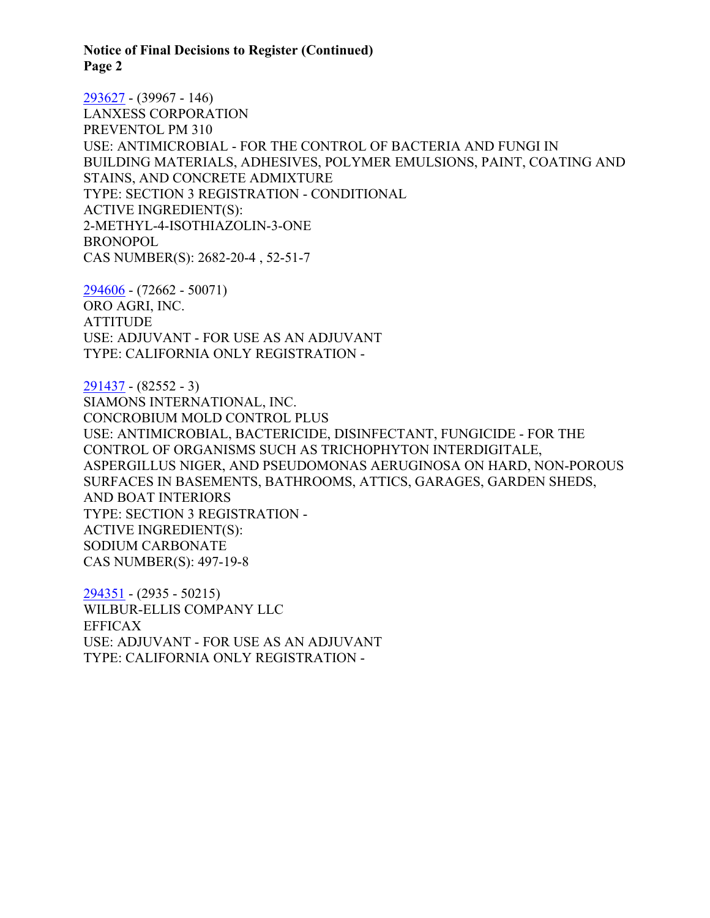293627 - (39967 - 146)
LANXESS CORPORATION
PREVENTOL PM 310
USE: ANTIMICROBIAL - FOR THE CONTROL OF BACTERIA AND FUNGI IN BUILDING MATERIALS, ADHESIVES, POLYMER EMULSIONS, PAINT, COATING AND STAINS, AND CONCRETE ADMIXTURE
TYPE: SECTION 3 REGISTRATION - CONDITIONAL
ACTIVE INGREDIENT(S):
2-METHYL-4-ISOTHIAZOLIN-3-ONE
BRONOPOL
CAS NUMBER(S): 2682-20-4 , 52-51-7

294606 - (72662 - 50071)
ORO AGRI, INC.
ATTITUDE
USE: ADJUVANT - FOR USE AS AN ADJUVANT
TYPE: CALIFORNIA ONLY REGISTRATION -

291437 - (82552 - 3)
SIAMONS INTERNATIONAL, INC.
CONCROBIUM MOLD CONTROL PLUS
USE: ANTIMICROBIAL, BACTERICIDE, DISINFECTANT, FUNGICIDE - FOR THE CONTROL OF ORGANISMS SUCH AS TRICHOPHYTON INTERDIGITALE, ASPERGILLUS NIGER, AND PSEUDOMONAS AERUGINOSA ON HARD, NON-POROUS SURFACES IN BASEMENTS, BATHROOMS, ATTICS, GARAGES, GARDEN SHEDS, AND BOAT INTERIORS
TYPE: SECTION 3 REGISTRATION -
ACTIVE INGREDIENT(S):
SODIUM CARBONATE
CAS NUMBER(S): 497-19-8

294351 - (2935 - 50215)
WILBUR-ELLIS COMPANY LLC
EFFICAX
USE: ADJUVANT - FOR USE AS AN ADJUVANT
TYPE: CALIFORNIA ONLY REGISTRATION -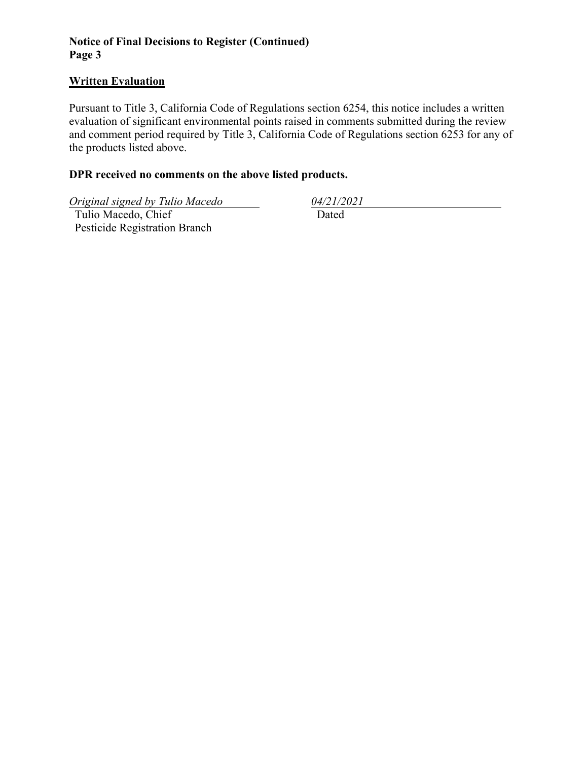**Notice of Final Decisions to Register (Continued)**
**Page 3**

## Written Evaluation

Pursuant to Title 3, California Code of Regulations section 6254, this notice includes a written evaluation of significant environmental points raised in comments submitted during the review and comment period required by Title 3, California Code of Regulations section 6253 for any of the products listed above.

**DPR received no comments on the above listed products.**

*Original signed by Tulio Macedo*
Tulio Macedo, Chief
Pesticide Registration Branch

*04/21/2021*
Dated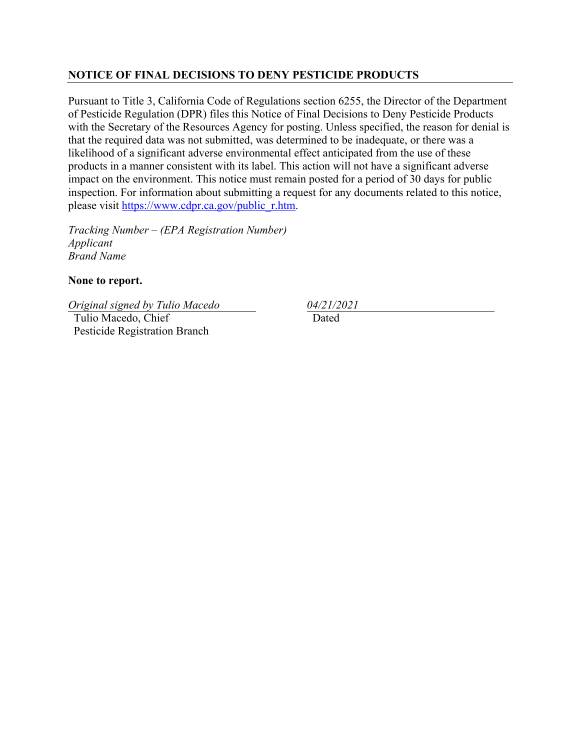## NOTICE OF FINAL DECISIONS TO DENY PESTICIDE PRODUCTS

Pursuant to Title 3, California Code of Regulations section 6255, the Director of the Department of Pesticide Regulation (DPR) files this Notice of Final Decisions to Deny Pesticide Products with the Secretary of the Resources Agency for posting. Unless specified, the reason for denial is that the required data was not submitted, was determined to be inadequate, or there was a likelihood of a significant adverse environmental effect anticipated from the use of these products in a manner consistent with its label. This action will not have a significant adverse impact on the environment. This notice must remain posted for a period of 30 days for public inspection. For information about submitting a request for any documents related to this notice, please visit https://www.cdpr.ca.gov/public_r.htm.

*Tracking Number – (EPA Registration Number)*
*Applicant*
*Brand Name*

**None to report.**

*Original signed by Tulio Macedo*
Tulio Macedo, Chief
Pesticide Registration Branch

*04/21/2021*
Dated